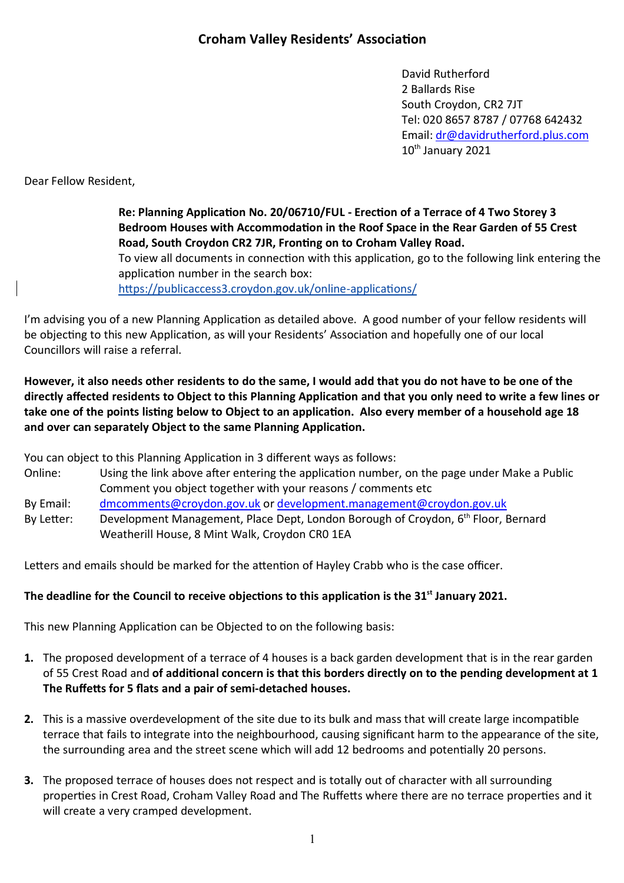# Croham Valley Residents' Association

David Rutherford
2 Ballards Rise
South Croydon, CR2 7JT
Tel: 020 8657 8787 / 07768 642432
Email: dr@davidrutherford.plus.com
10th January 2021

Dear Fellow Resident,

**Re: Planning Application No. 20/06710/FUL - Erection of a Terrace of 4 Two Storey 3 Bedroom Houses with Accommodation in the Roof Space in the Rear Garden of 55 Crest Road, South Croydon CR2 7JR, Fronting on to Croham Valley Road.**
To view all documents in connection with this application, go to the following link entering the application number in the search box:
https://publicaccess3.croydon.gov.uk/online-applications/

I'm advising you of a new Planning Application as detailed above. A good number of your fellow residents will be objecting to this new Application, as will your Residents' Association and hopefully one of our local Councillors will raise a referral.

**However,** i**t also needs other residents to do the same, I would add that you do not have to be one of the directly affected residents to Object to this Planning Application and that you only need to write a few lines or take one of the points listing below to Object to an application. Also every member of a household age 18 and over can separately Object to the same Planning Application.**

You can object to this Planning Application in 3 different ways as follows:

- Online: Using the link above after entering the application number, on the page under Make a Public Comment you object together with your reasons / comments etc
- By Email: dmcomments@croydon.gov.uk or development.management@croydon.gov.uk
- By Letter: Development Management, Place Dept, London Borough of Croydon, 6th Floor, Bernard Weatherill House, 8 Mint Walk, Croydon CR0 1EA

Letters and emails should be marked for the attention of Hayley Crabb who is the case officer.

**The deadline for the Council to receive objections to this application is the 31st January 2021.**

This new Planning Application can be Objected to on the following basis:

1. The proposed development of a terrace of 4 houses is a back garden development that is in the rear garden of 55 Crest Road and **of additional concern is that this borders directly on to the pending development at 1 The Ruffetts for 5 flats and a pair of semi-detached houses.**

2. This is a massive overdevelopment of the site due to its bulk and mass that will create large incompatible terrace that fails to integrate into the neighbourhood, causing significant harm to the appearance of the site, the surrounding area and the street scene which will add 12 bedrooms and potentially 20 persons.

3. The proposed terrace of houses does not respect and is totally out of character with all surrounding properties in Crest Road, Croham Valley Road and The Ruffetts where there are no terrace properties and it will create a very cramped development.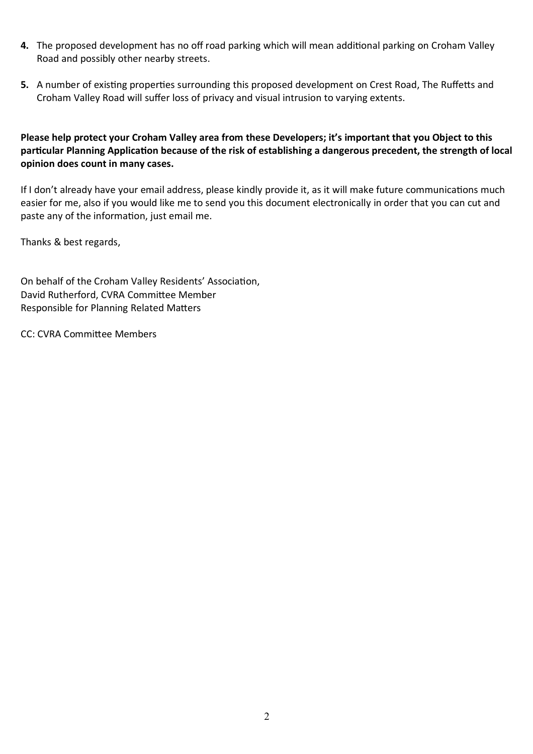4. The proposed development has no off road parking which will mean additional parking on Croham Valley Road and possibly other nearby streets.

5. A number of existing properties surrounding this proposed development on Crest Road, The Ruffetts and Croham Valley Road will suffer loss of privacy and visual intrusion to varying extents.

**Please help protect your Croham Valley area from these Developers; it's important that you Object to this particular Planning Application because of the risk of establishing a dangerous precedent, the strength of local opinion does count in many cases.**

If I don't already have your email address, please kindly provide it, as it will make future communications much easier for me, also if you would like me to send you this document electronically in order that you can cut and paste any of the information, just email me.

Thanks & best regards,

On behalf of the Croham Valley Residents' Association,
David Rutherford, CVRA Committee Member
Responsible for Planning Related Matters

CC: CVRA Committee Members